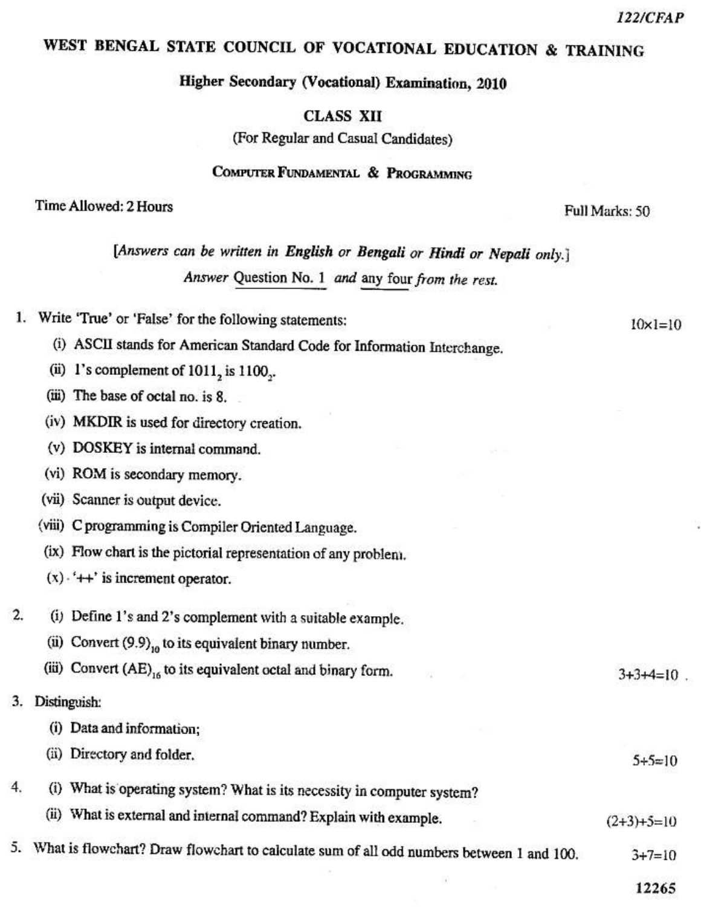122/CFAP

# WEST BENGAL STATE COUNCIL OF VOCATIONAL EDUCATION & TRAINING

## Higher Secondary (Vocational) Examination, 2010

### CLASS XII

(For Regular and Casual Candidates)

### COMPUTER FUNDAMENTAL & PROGRAMMING

Time Allowed: 2 Hours — Full Marks: 50

*[Answers can be written in **English** or **Bengali** or **Hindi** or **Nepali** only.]*

*Answer* Question No. 1 *and* any four *from the rest.*

1. Write 'True' or 'False' for the following statements: — $10 \times 1 = 10$
   - (i) ASCII stands for American Standard Code for Information Interchange.
   - (ii) 1's complement of $1011_2$ is $1100_2$.
   - (iii) The base of octal no. is 8.
   - (iv) MKDIR is used for directory creation.
   - (v) DOSKEY is internal command.
   - (vi) ROM is secondary memory.
   - (vii) Scanner is output device.
   - (viii) C programming is Compiler Oriented Language.
   - (ix) Flow chart is the pictorial representation of any problem.
   - (x) '++' is increment operator.

2. 
   - (i) Define 1's and 2's complement with a suitable example.
   - (ii) Convert $(9.9)_{10}$ to its equivalent binary number.
   - (iii) Convert $(AE)_{16}$ to its equivalent octal and binary form. — $3+3+4=10$

3. Distinguish:
   - (i) Data and information;
   - (ii) Directory and folder. — $5+5=10$

4. 
   - (i) What is operating system? What is its necessity in computer system?
   - (ii) What is external and internal command? Explain with example. — $(2+3)+5=10$

5. What is flowchart? Draw flowchart to calculate sum of all odd numbers between 1 and 100. — $3+7=10$

12265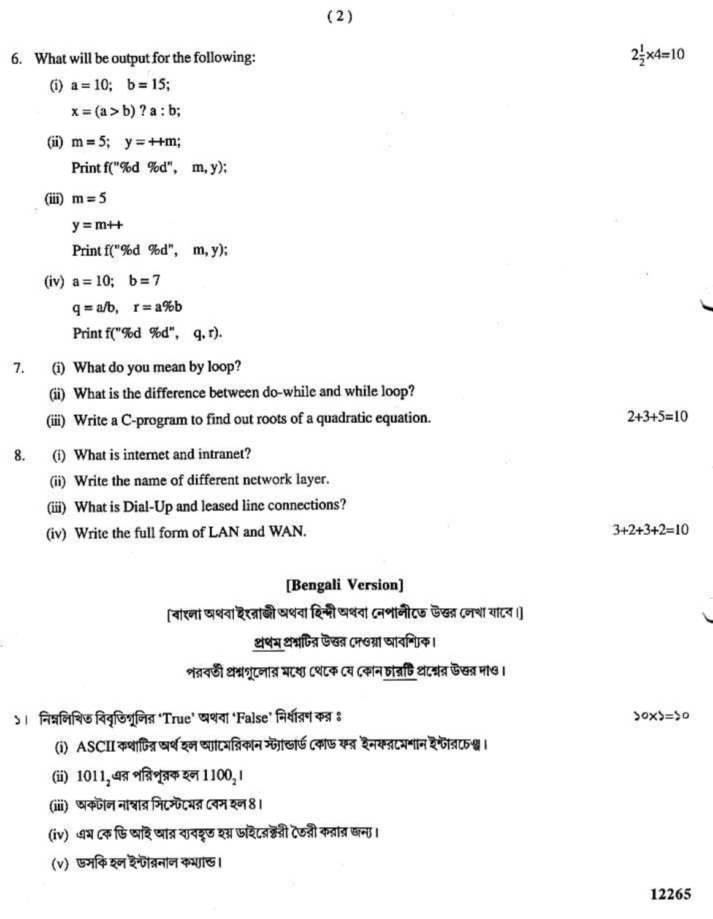6. What will be output for the following: $2\frac{1}{2}\times 4=10$

   (i) a = 10;   b = 15;

   x = (a > b) ? a : b;

   (ii) m = 5;   y = ++m;

   Print f("%d  %d",   m, y);

   (iii) m = 5

   y = m++

   Print f("%d  %d",   m, y);

   (iv) a = 10;   b = 7

   q = a/b,   r = a%b

   Print f("%d  %d",   q, r).

7. (i) What do you mean by loop?

   (ii) What is the difference between do-while and while loop?

   (iii) Write a C-program to find out roots of a quadratic equation. 2+3+5=10

8. (i) What is internet and intranet?

   (ii) Write the name of different network layer.

   (iii) What is Dial-Up and leased line connections?

   (iv) Write the full form of LAN and WAN. 3+2+3+2=10

## [Bengali Version]

[বাংলা অথবা ইংরাজী অথবা হিন্দী অথবা নেপালীতে উত্তর লেখা যাবে।]

প্রথম প্রশ্নটির উত্তর দেওয়া আবশ্যিক।

পরবর্তী প্রশ্নগুলোর মধ্যে থেকে যে কোন চারটি প্রশ্নের উত্তর দাও।

১। নিম্নলিখিত বিবৃতিগুলির 'True' অথবা 'False' নির্ধারণ কর ঃ ১০×১=১০

   (i) ASCII কথাটির অর্থ হল অ্যামেরিকান স্ট্যান্ডার্ড কোড ফর ইনফরমেশান ইন্টারচেঞ্জ।

   (ii) $1011_2$ এর পরিপূরক হল $1100_2$।

   (iii) অকটাল নাম্বার সিস্টেমের বেস হল 8।

   (iv) এম কে ডি আই আর ব্যবহৃত হয় ডাইরেক্টরী তৈরী করার জন্য।

   (v) ডসকি হল ইন্টারনাল কম্যান্ড।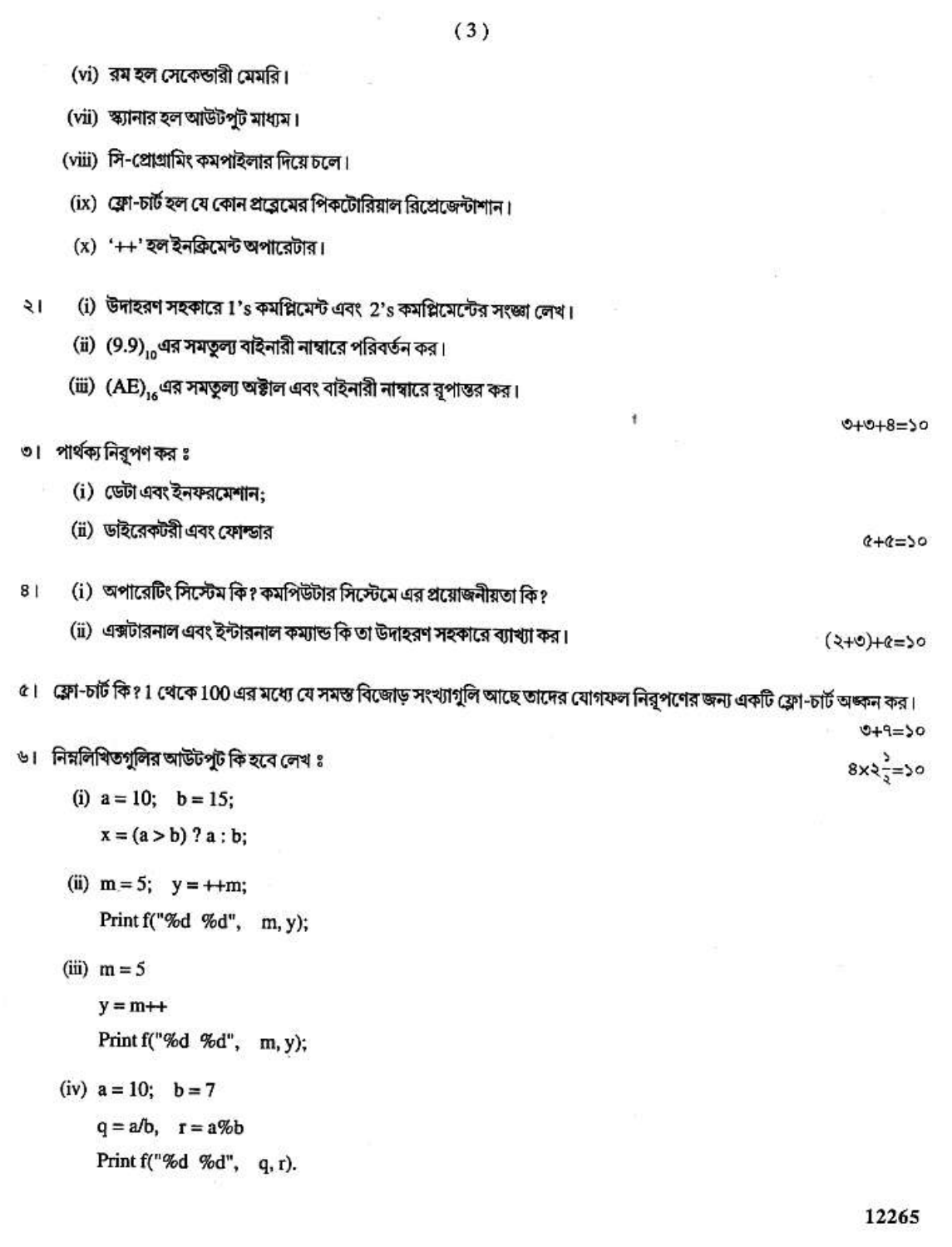(vi) রম হল সেকেন্ডারী মেমরি।

(vii) স্ক্যানার হল আউটপুট মাধ্যম।

(viii) সি-প্রোগ্রামিং কমপাইলার দিয়ে চলে।

(ix) ফ্লো-চার্ট হল যে কোন প্রব্লেমের পিকটোরিয়াল রিপ্রেজেন্টাশান।

(x) '++' হল ইনক্রিমেন্ট অপারেটার।

২। (i) উদাহরণ সহকারে 1's কমপ্লিমেন্ট এবং 2's কমপ্লিমেন্টের সংজ্ঞা লেখ।

(ii) $(9.9)_{10}$ এর সমতুল্য বাইনারী নাম্বারে পরিবর্তন কর।

(iii) $(AE)_{16}$ এর সমতুল্য অক্টাল এবং বাইনারী নাম্বারে রূপান্তর কর।

৩+৩+৪=১০

৩। পার্থক্য নিরূপণ কর :

(i) ডেটা এবং ইনফরমেশান;

(ii) ডাইরেক্টরী এবং ফোল্ডার

৫+৫=১০

৪। (i) অপারেটিং সিস্টেম কি? কমপিউটার সিস্টেমে এর প্রয়োজনীয়তা কি?

(ii) এক্সটারনাল এবং ইন্টারনাল কম্যান্ড কি তা উদাহরণ সহকারে ব্যাখ্যা কর।

(২+৩)+৫=১০

৫। ফ্লো-চার্ট কি? 1 থেকে 100 এর মধ্যে যে সমস্ত বিজোড় সংখ্যাগুলি আছে তাদের যোগফল নিরূপণের জন্য একটি ফ্লো-চার্ট অঙ্কন কর।

৩+৭=১০

৬। নিম্নলিখিতগুলির আউটপুট কি হবে লেখ :

$4 \times 2\frac{1}{2} = 10$

(i)
```
a = 10;   b = 15;
x = (a > b) ? a : b;
```

(ii)
```
m = 5;   y = ++m;
Print f("%d  %d",   m, y);
```

(iii)
```
m = 5
y = m++
Print f("%d  %d",   m, y);
```

(iv)
```
a = 10;   b = 7
q = a/b,   r = a%b
Print f("%d  %d",   q, r).
```

12265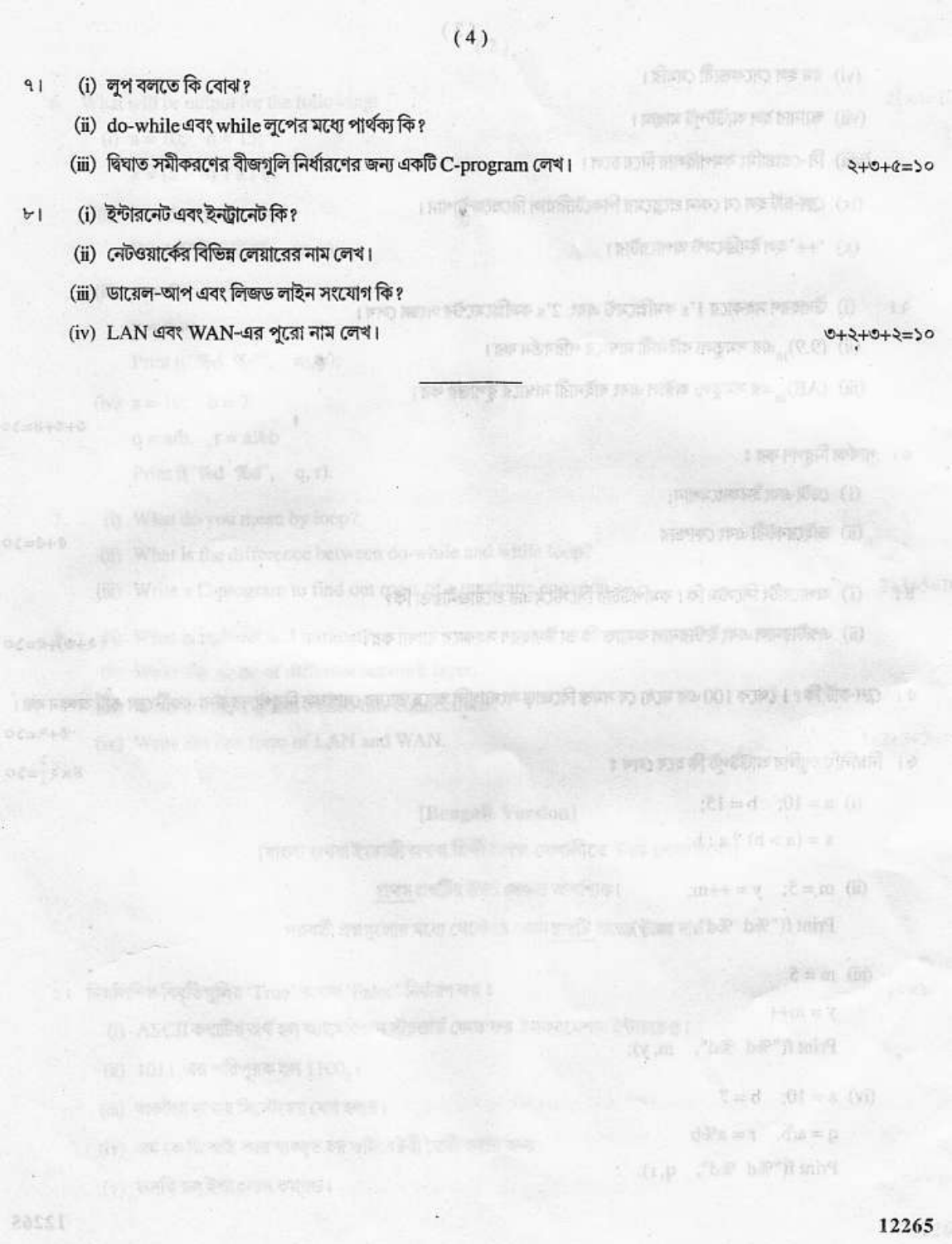৭। (i) লুপ বলতে কি বোঝ?

(ii) do-while এবং while লুপের মধ্যে পার্থক্য কি?

(iii) দ্বিঘাত সমীকরণের বীজগুলি নির্ধারণের জন্য একটি C-program লেখ। ২+৩+৫=১০

৮। (i) ইন্টারনেট এবং ইন্ট্রানেট কি?

(ii) নেটওয়ার্কের বিভিন্ন লেয়ারের নাম লেখ।

(iii) ডায়েল-আপ এবং লিজড লাইন সংযোগ কি?

(iv) LAN এবং WAN-এর পুরো নাম লেখ। ৩+২+৩+২=১০